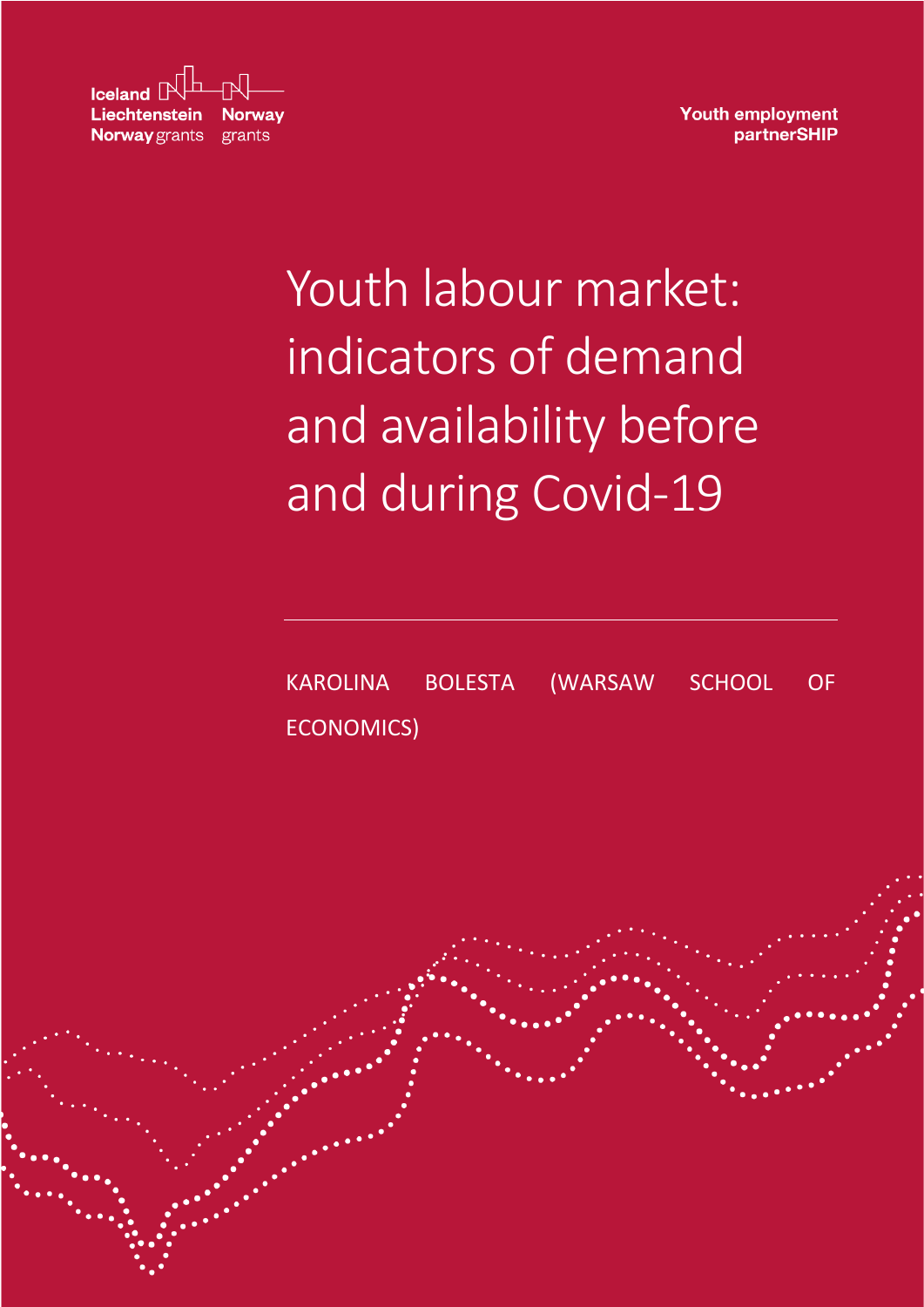Iceland Liechtenstein Norway grants

Norway grants

Youth employment partnerSHIP

# Youth labour market: indicators of demand and availability before and during Covid-19

KAROLINA BOLESTA (WARSAW SCHOOL OF ECONOMICS)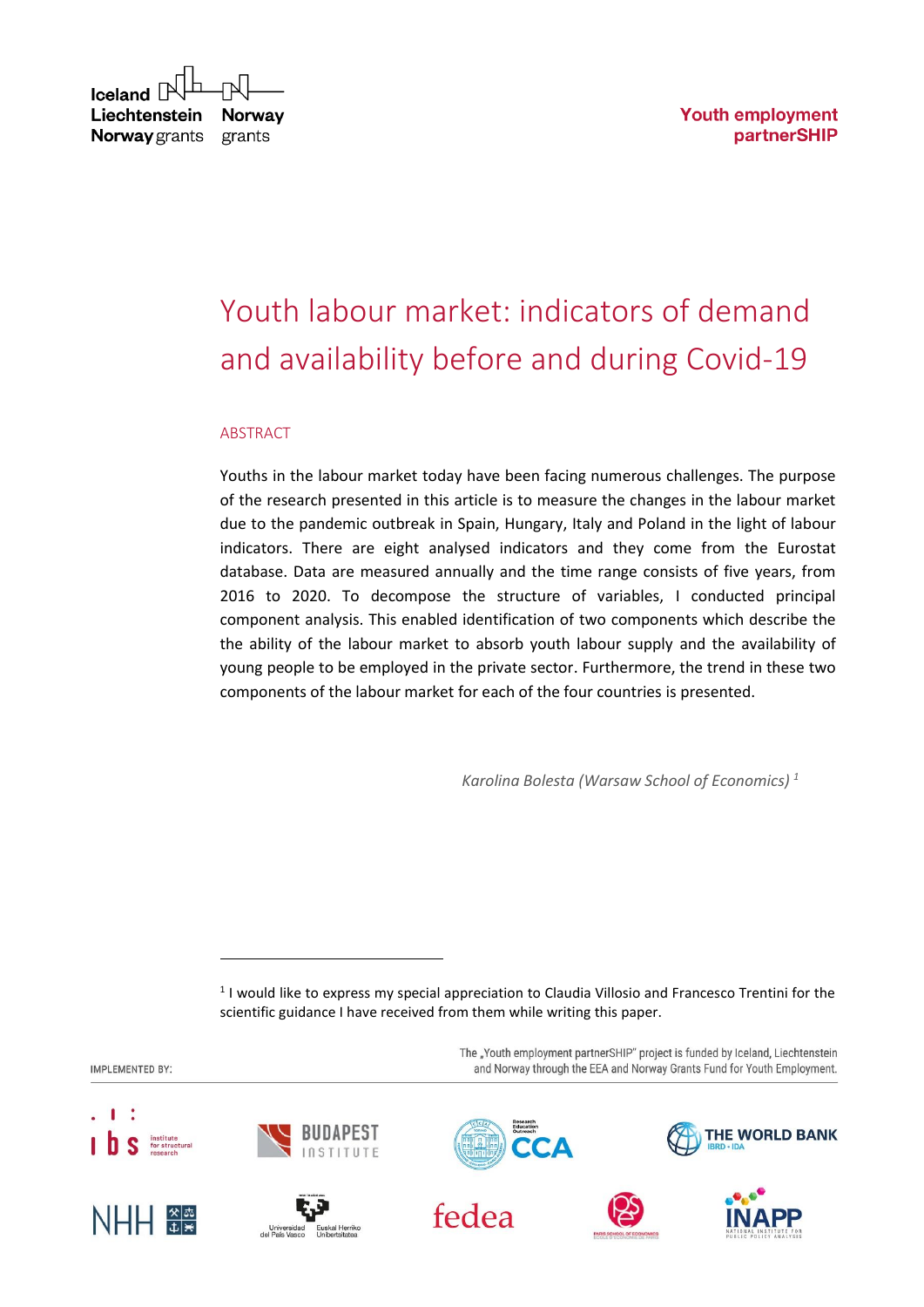Youth employment partnerSHIP

# Youth labour market: indicators of demand and availability before and during Covid-19

## ABSTRACT

Youths in the labour market today have been facing numerous challenges. The purpose of the research presented in this article is to measure the changes in the labour market due to the pandemic outbreak in Spain, Hungary, Italy and Poland in the light of labour indicators. There are eight analysed indicators and they come from the Eurostat database. Data are measured annually and the time range consists of five years, from 2016 to 2020. To decompose the structure of variables, I conducted principal component analysis. This enabled identification of two components which describe the the ability of the labour market to absorb youth labour supply and the availability of young people to be employed in the private sector. Furthermore, the trend in these two components of the labour market for each of the four countries is presented.

*Karolina Bolesta (Warsaw School of Economics)* [1]

[1] I would like to express my special appreciation to Claudia Villosio and Francesco Trentini for the scientific guidance I have received from them while writing this paper.

The „Youth employment partnerSHIP" project is funded by Iceland, Liechtenstein and Norway through the EEA and Norway Grants Fund for Youth Employment.

IMPLEMENTED BY: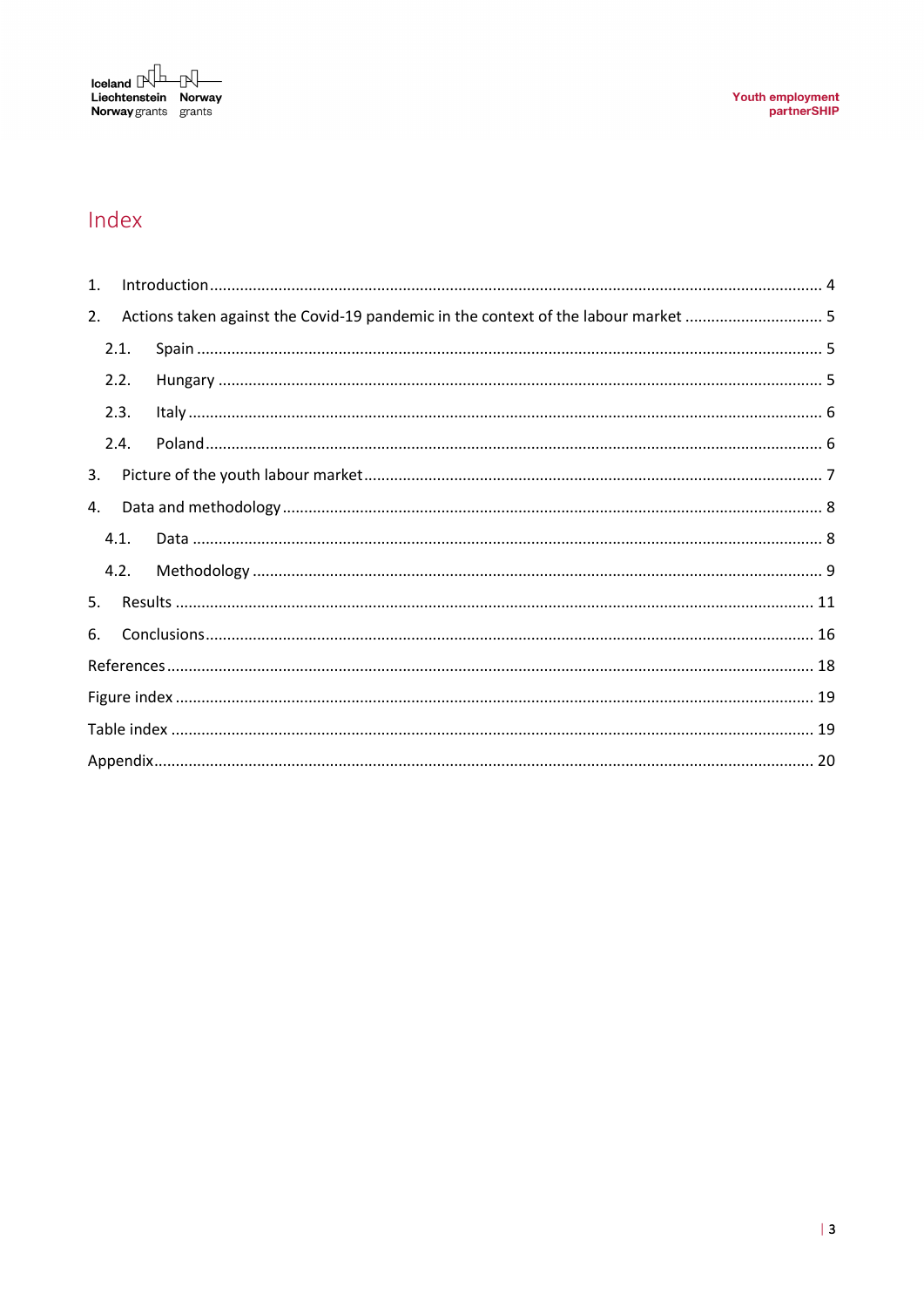# Index

1. Introduction ........ 4
2. Actions taken against the Covid-19 pandemic in the context of the labour market ........ 5
   - 2.1. Spain ........ 5
   - 2.2. Hungary ........ 5
   - 2.3. Italy ........ 6
   - 2.4. Poland ........ 6
3. Picture of the youth labour market ........ 7
4. Data and methodology ........ 8
   - 4.1. Data ........ 8
   - 4.2. Methodology ........ 9
5. Results ........ 11
6. Conclusions ........ 16

References ........ 18

Figure index ........ 19

Table index ........ 19

Appendix ........ 20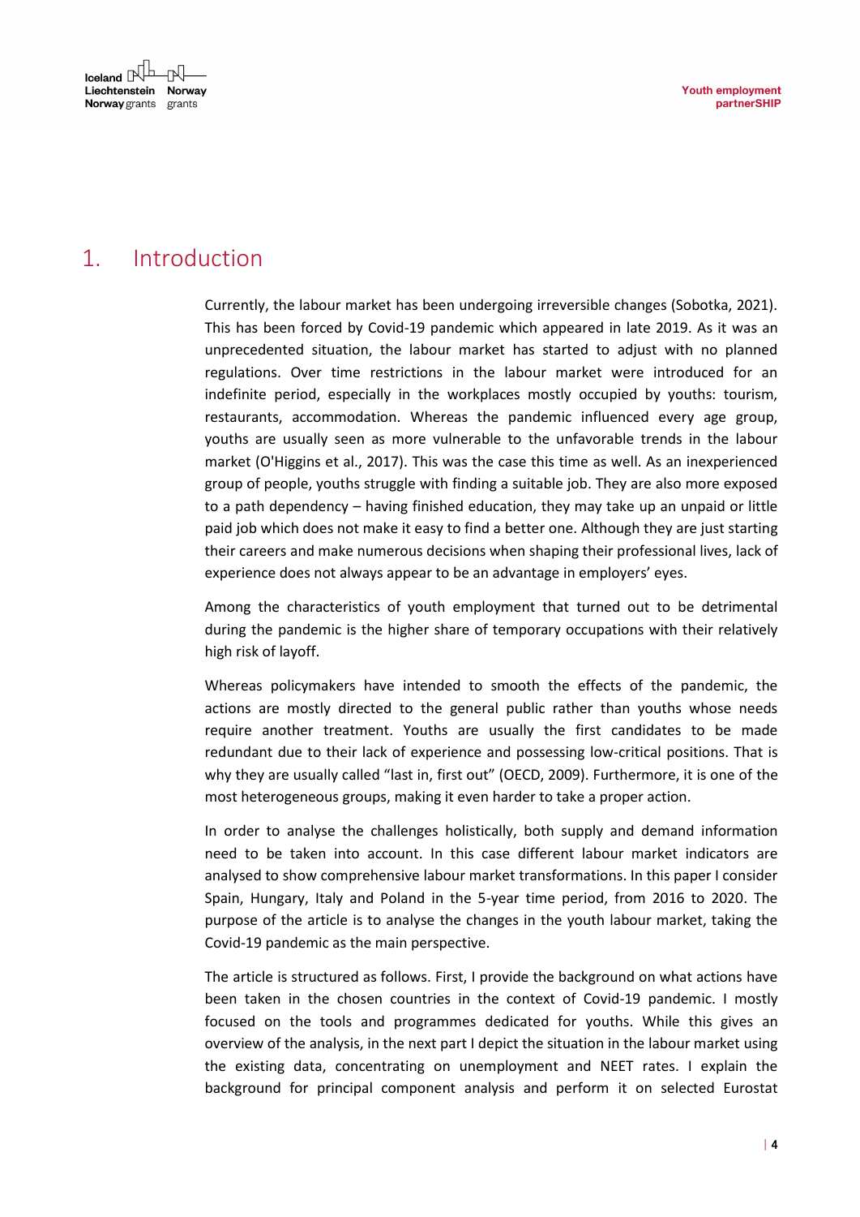# 1. Introduction

Currently, the labour market has been undergoing irreversible changes (Sobotka, 2021). This has been forced by Covid-19 pandemic which appeared in late 2019. As it was an unprecedented situation, the labour market has started to adjust with no planned regulations. Over time restrictions in the labour market were introduced for an indefinite period, especially in the workplaces mostly occupied by youths: tourism, restaurants, accommodation. Whereas the pandemic influenced every age group, youths are usually seen as more vulnerable to the unfavorable trends in the labour market (O'Higgins et al., 2017). This was the case this time as well. As an inexperienced group of people, youths struggle with finding a suitable job. They are also more exposed to a path dependency – having finished education, they may take up an unpaid or little paid job which does not make it easy to find a better one. Although they are just starting their careers and make numerous decisions when shaping their professional lives, lack of experience does not always appear to be an advantage in employers' eyes.

Among the characteristics of youth employment that turned out to be detrimental during the pandemic is the higher share of temporary occupations with their relatively high risk of layoff.

Whereas policymakers have intended to smooth the effects of the pandemic, the actions are mostly directed to the general public rather than youths whose needs require another treatment. Youths are usually the first candidates to be made redundant due to their lack of experience and possessing low-critical positions. That is why they are usually called "last in, first out" (OECD, 2009). Furthermore, it is one of the most heterogeneous groups, making it even harder to take a proper action.

In order to analyse the challenges holistically, both supply and demand information need to be taken into account. In this case different labour market indicators are analysed to show comprehensive labour market transformations. In this paper I consider Spain, Hungary, Italy and Poland in the 5-year time period, from 2016 to 2020. The purpose of the article is to analyse the changes in the youth labour market, taking the Covid-19 pandemic as the main perspective.

The article is structured as follows. First, I provide the background on what actions have been taken in the chosen countries in the context of Covid-19 pandemic. I mostly focused on the tools and programmes dedicated for youths. While this gives an overview of the analysis, in the next part I depict the situation in the labour market using the existing data, concentrating on unemployment and NEET rates. I explain the background for principal component analysis and perform it on selected Eurostat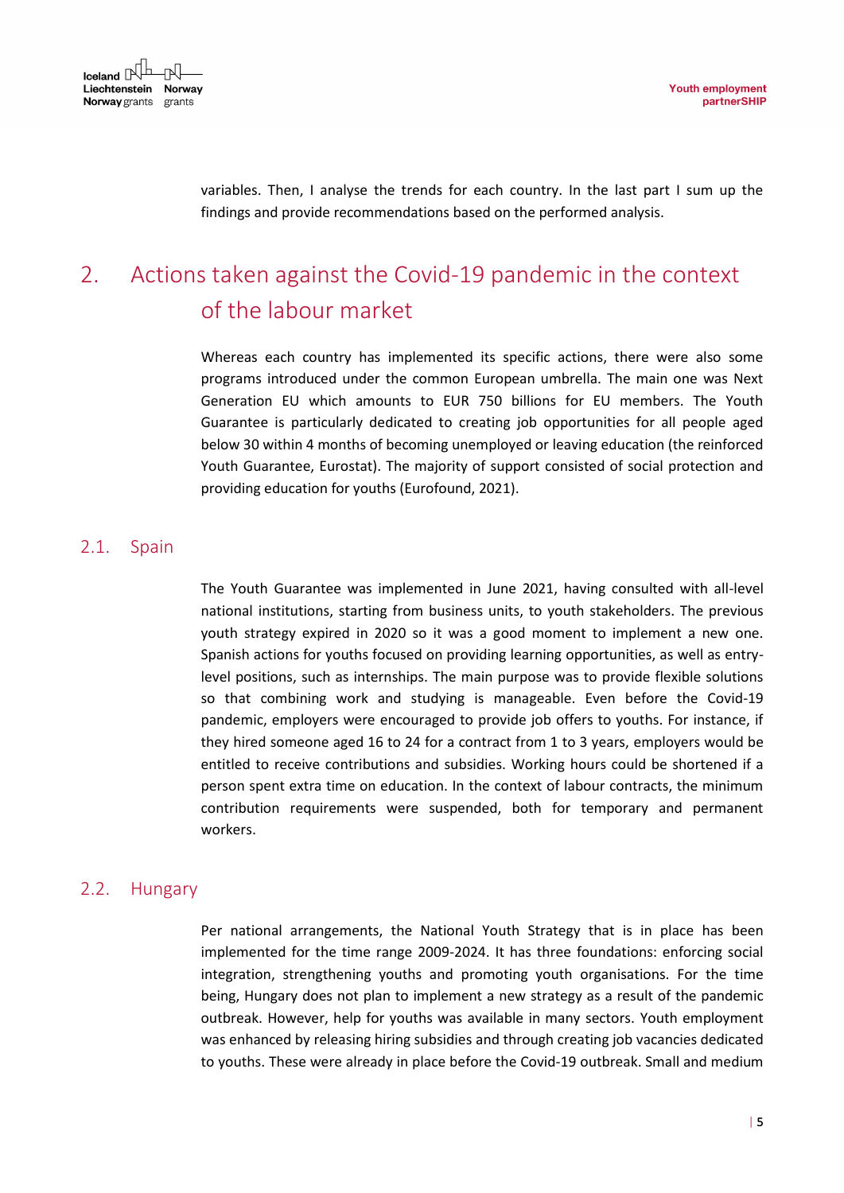variables. Then, I analyse the trends for each country. In the last part I sum up the findings and provide recommendations based on the performed analysis.

# 2. Actions taken against the Covid-19 pandemic in the context of the labour market

Whereas each country has implemented its specific actions, there were also some programs introduced under the common European umbrella. The main one was Next Generation EU which amounts to EUR 750 billions for EU members. The Youth Guarantee is particularly dedicated to creating job opportunities for all people aged below 30 within 4 months of becoming unemployed or leaving education (the reinforced Youth Guarantee, Eurostat). The majority of support consisted of social protection and providing education for youths (Eurofound, 2021).

## 2.1. Spain

The Youth Guarantee was implemented in June 2021, having consulted with all-level national institutions, starting from business units, to youth stakeholders. The previous youth strategy expired in 2020 so it was a good moment to implement a new one. Spanish actions for youths focused on providing learning opportunities, as well as entry-level positions, such as internships. The main purpose was to provide flexible solutions so that combining work and studying is manageable. Even before the Covid-19 pandemic, employers were encouraged to provide job offers to youths. For instance, if they hired someone aged 16 to 24 for a contract from 1 to 3 years, employers would be entitled to receive contributions and subsidies. Working hours could be shortened if a person spent extra time on education. In the context of labour contracts, the minimum contribution requirements were suspended, both for temporary and permanent workers.

## 2.2. Hungary

Per national arrangements, the National Youth Strategy that is in place has been implemented for the time range 2009-2024. It has three foundations: enforcing social integration, strengthening youths and promoting youth organisations. For the time being, Hungary does not plan to implement a new strategy as a result of the pandemic outbreak. However, help for youths was available in many sectors. Youth employment was enhanced by releasing hiring subsidies and through creating job vacancies dedicated to youths. These were already in place before the Covid-19 outbreak. Small and medium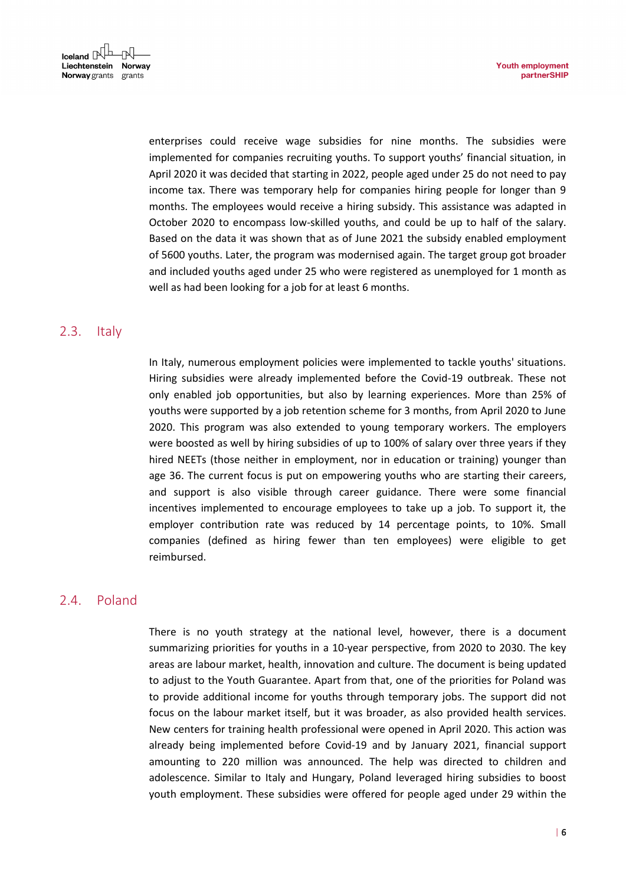enterprises could receive wage subsidies for nine months. The subsidies were implemented for companies recruiting youths. To support youths' financial situation, in April 2020 it was decided that starting in 2022, people aged under 25 do not need to pay income tax. There was temporary help for companies hiring people for longer than 9 months. The employees would receive a hiring subsidy. This assistance was adapted in October 2020 to encompass low-skilled youths, and could be up to half of the salary. Based on the data it was shown that as of June 2021 the subsidy enabled employment of 5600 youths. Later, the program was modernised again. The target group got broader and included youths aged under 25 who were registered as unemployed for 1 month as well as had been looking for a job for at least 6 months.

## 2.3. Italy

In Italy, numerous employment policies were implemented to tackle youths' situations. Hiring subsidies were already implemented before the Covid-19 outbreak. These not only enabled job opportunities, but also by learning experiences. More than 25% of youths were supported by a job retention scheme for 3 months, from April 2020 to June 2020. This program was also extended to young temporary workers. The employers were boosted as well by hiring subsidies of up to 100% of salary over three years if they hired NEETs (those neither in employment, nor in education or training) younger than age 36. The current focus is put on empowering youths who are starting their careers, and support is also visible through career guidance. There were some financial incentives implemented to encourage employees to take up a job. To support it, the employer contribution rate was reduced by 14 percentage points, to 10%. Small companies (defined as hiring fewer than ten employees) were eligible to get reimbursed.

## 2.4. Poland

There is no youth strategy at the national level, however, there is a document summarizing priorities for youths in a 10-year perspective, from 2020 to 2030. The key areas are labour market, health, innovation and culture. The document is being updated to adjust to the Youth Guarantee. Apart from that, one of the priorities for Poland was to provide additional income for youths through temporary jobs. The support did not focus on the labour market itself, but it was broader, as also provided health services. New centers for training health professional were opened in April 2020. This action was already being implemented before Covid-19 and by January 2021, financial support amounting to 220 million was announced. The help was directed to children and adolescence. Similar to Italy and Hungary, Poland leveraged hiring subsidies to boost youth employment. These subsidies were offered for people aged under 29 within the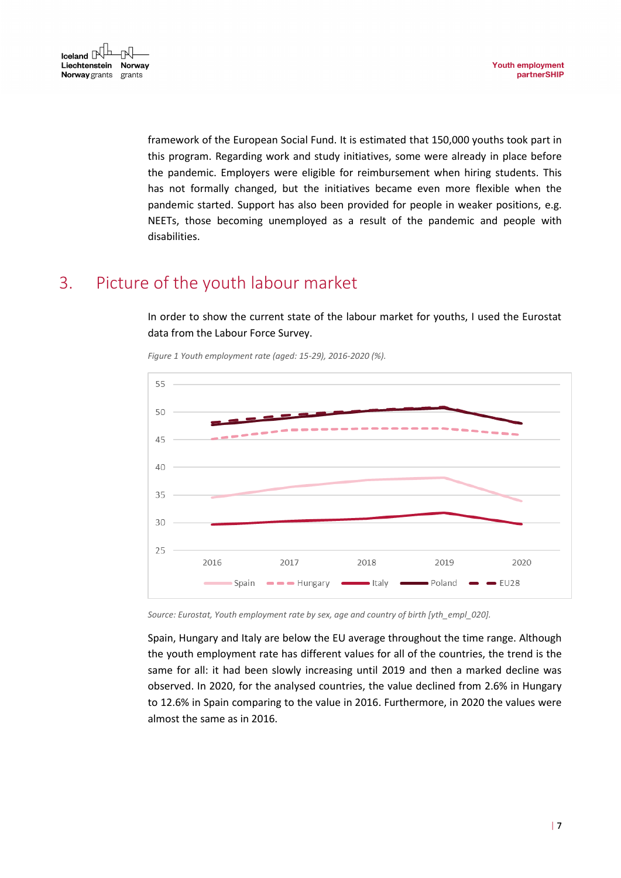framework of the European Social Fund. It is estimated that 150,000 youths took part in this program. Regarding work and study initiatives, some were already in place before the pandemic. Employers were eligible for reimbursement when hiring students. This has not formally changed, but the initiatives became even more flexible when the pandemic started. Support has also been provided for people in weaker positions, e.g. NEETs, those becoming unemployed as a result of the pandemic and people with disabilities.

## 3. Picture of the youth labour market

In order to show the current state of the labour market for youths, I used the Eurostat data from the Labour Force Survey.

*Figure 1 Youth employment rate (aged: 15-29), 2016-2020 (%).*

*Source: Eurostat, Youth employment rate by sex, age and country of birth [yth_empl_020].*

Spain, Hungary and Italy are below the EU average throughout the time range. Although the youth employment rate has different values for all of the countries, the trend is the same for all: it had been slowly increasing until 2019 and then a marked decline was observed. In 2020, for the analysed countries, the value declined from 2.6% in Hungary to 12.6% in Spain comparing to the value in 2016. Furthermore, in 2020 the values were almost the same as in 2016.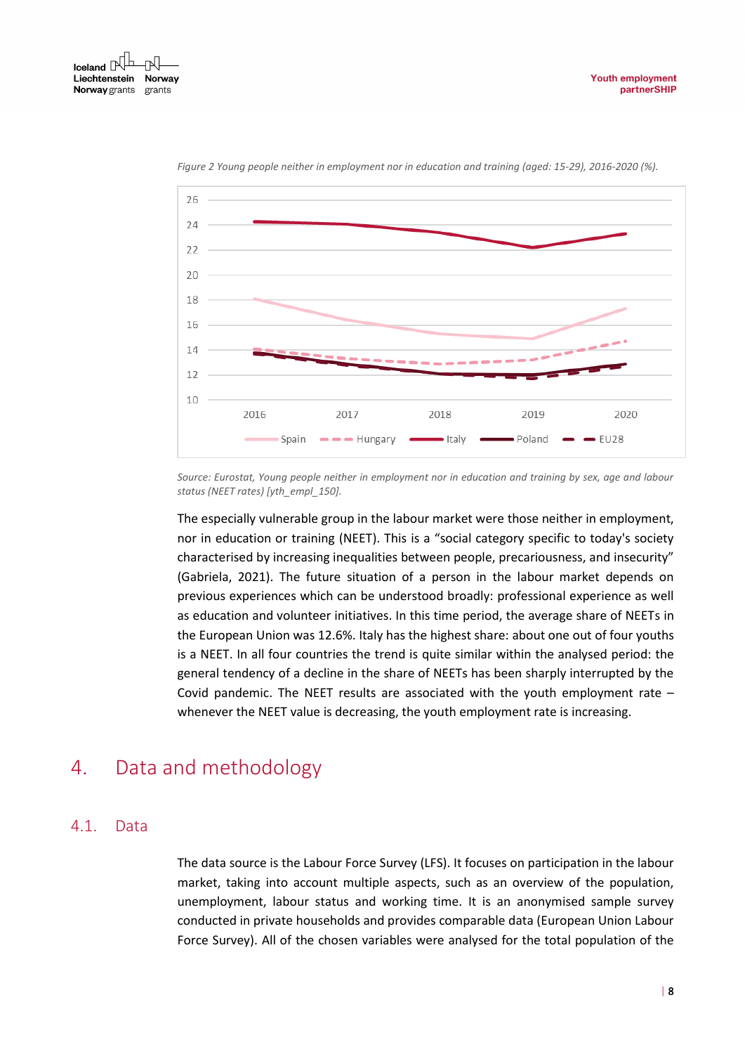*Figure 2 Young people neither in employment nor in education and training (aged: 15-29), 2016-2020 (%).*

*Source: Eurostat, Young people neither in employment nor in education and training by sex, age and labour status (NEET rates) [yth_empl_150].*

The especially vulnerable group in the labour market were those neither in employment, nor in education or training (NEET). This is a "social category specific to today's society characterised by increasing inequalities between people, precariousness, and insecurity" (Gabriela, 2021). The future situation of a person in the labour market depends on previous experiences which can be understood broadly: professional experience as well as education and volunteer initiatives. In this time period, the average share of NEETs in the European Union was 12.6%. Italy has the highest share: about one out of four youths is a NEET. In all four countries the trend is quite similar within the analysed period: the general tendency of a decline in the share of NEETs has been sharply interrupted by the Covid pandemic. The NEET results are associated with the youth employment rate – whenever the NEET value is decreasing, the youth employment rate is increasing.

# 4. Data and methodology

## 4.1. Data

The data source is the Labour Force Survey (LFS). It focuses on participation in the labour market, taking into account multiple aspects, such as an overview of the population, unemployment, labour status and working time. It is an anonymised sample survey conducted in private households and provides comparable data (European Union Labour Force Survey). All of the chosen variables were analysed for the total population of the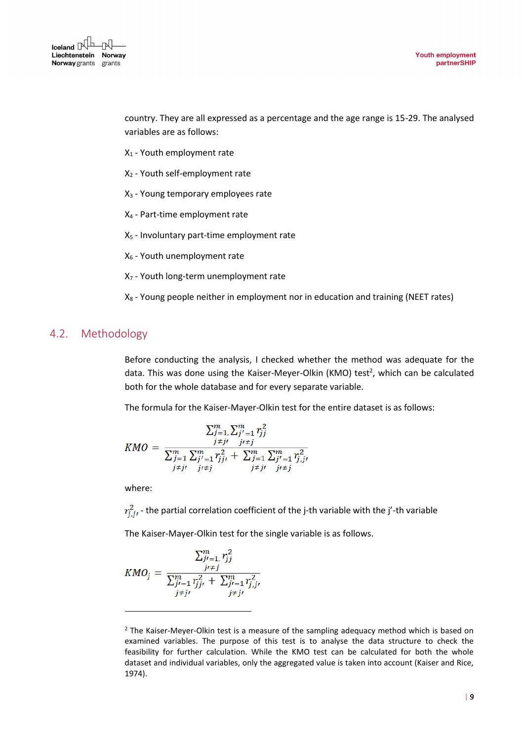country. They are all expressed as a percentage and the age range is 15-29. The analysed variables are as follows:

$X_1$ - Youth employment rate

$X_2$ - Youth self-employment rate

$X_3$ - Young temporary employees rate

$X_4$ - Part-time employment rate

$X_5$ - Involuntary part-time employment rate

$X_6$ - Youth unemployment rate

$X_7$ - Youth long-term unemployment rate

$X_8$ - Young people neither in employment nor in education and training (NEET rates)

## 4.2. Methodology

Before conducting the analysis, I checked whether the method was adequate for the data. This was done using the Kaiser-Meyer-Olkin (KMO) test[2], which can be calculated both for the whole database and for every separate variable.

The formula for the Kaiser-Mayer-Olkin test for the entire dataset is as follows:

$$KMO = \frac{\sum_{\substack{j=1, \\ j \neq j'}}^{m} \sum_{\substack{j'=1 \\ j' \neq j}}^{m} r_{jj}^2}{\sum_{\substack{j=1 \\ j \neq j'}}^{m} \sum_{\substack{j'=1 \\ j' \neq j}}^{m} r_{jj'}^2 + \sum_{\substack{j=1 \\ j \neq j'}}^{m} \sum_{\substack{j'=1 \\ j' \neq j}}^{m} r_{j,j'}^2}$$

where:

$r_{j,j'}^2$ - the partial correlation coefficient of the j-th variable with the j'-th variable

The Kaiser-Mayer-Olkin test for the single variable is as follows.

$$KMO_j = \frac{\sum_{\substack{j'=1, \\ j' \neq j}}^{m} r_{jj}^2}{\sum_{\substack{j'=1 \\ j \neq j'}}^{m} r_{jj'}^2 + \sum_{\substack{j'=1 \\ j \neq j'}}^{m} r_{j,j'}^2}$$

[2] The Kaiser-Meyer-Olkin test is a measure of the sampling adequacy method which is based on examined variables. The purpose of this test is to analyse the data structure to check the feasibility for further calculation. While the KMO test can be calculated for both the whole dataset and individual variables, only the aggregated value is taken into account (Kaiser and Rice, 1974).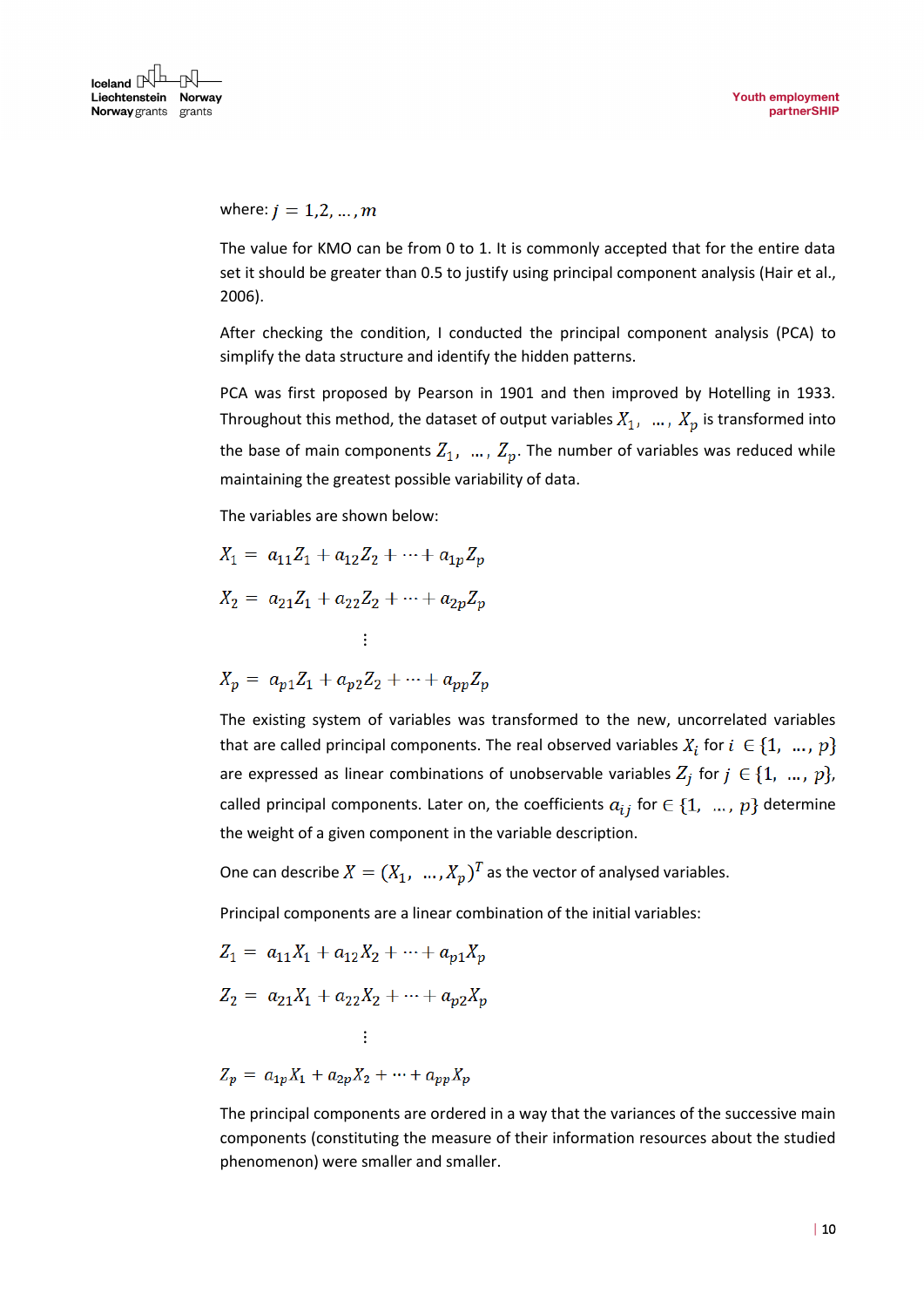where: $j = 1,2,\ldots,m$

The value for KMO can be from 0 to 1. It is commonly accepted that for the entire data set it should be greater than 0.5 to justify using principal component analysis (Hair et al., 2006).

After checking the condition, I conducted the principal component analysis (PCA) to simplify the data structure and identify the hidden patterns.

PCA was first proposed by Pearson in 1901 and then improved by Hotelling in 1933. Throughout this method, the dataset of output variables $X_1, \ldots, X_p$ is transformed into the base of main components $Z_1, \ldots, Z_p$. The number of variables was reduced while maintaining the greatest possible variability of data.

The variables are shown below:

$$X_1 = a_{11}Z_1 + a_{12}Z_2 + \cdots + a_{1p}Z_p$$

$$X_2 = a_{21}Z_1 + a_{22}Z_2 + \cdots + a_{2p}Z_p$$

$$\vdots$$

$$X_p = a_{p1}Z_1 + a_{p2}Z_2 + \cdots + a_{pp}Z_p$$

The existing system of variables was transformed to the new, uncorrelated variables that are called principal components. The real observed variables $X_i$ for $i \in \{1, \ldots, p\}$ are expressed as linear combinations of unobservable variables $Z_j$ for $j \in \{1, \ldots, p\}$, called principal components. Later on, the coefficients $a_{ij}$ for $\in \{1, \ldots, p\}$ determine the weight of a given component in the variable description.

One can describe $X = (X_1, \ldots, X_p)^T$ as the vector of analysed variables.

Principal components are a linear combination of the initial variables:

$$Z_1 = a_{11}X_1 + a_{12}X_2 + \cdots + a_{p1}X_p$$

$$Z_2 = a_{21}X_1 + a_{22}X_2 + \cdots + a_{p2}X_p$$

$$\vdots$$

$$Z_p = a_{1p}X_1 + a_{2p}X_2 + \cdots + a_{pp}X_p$$

The principal components are ordered in a way that the variances of the successive main components (constituting the measure of their information resources about the studied phenomenon) were smaller and smaller.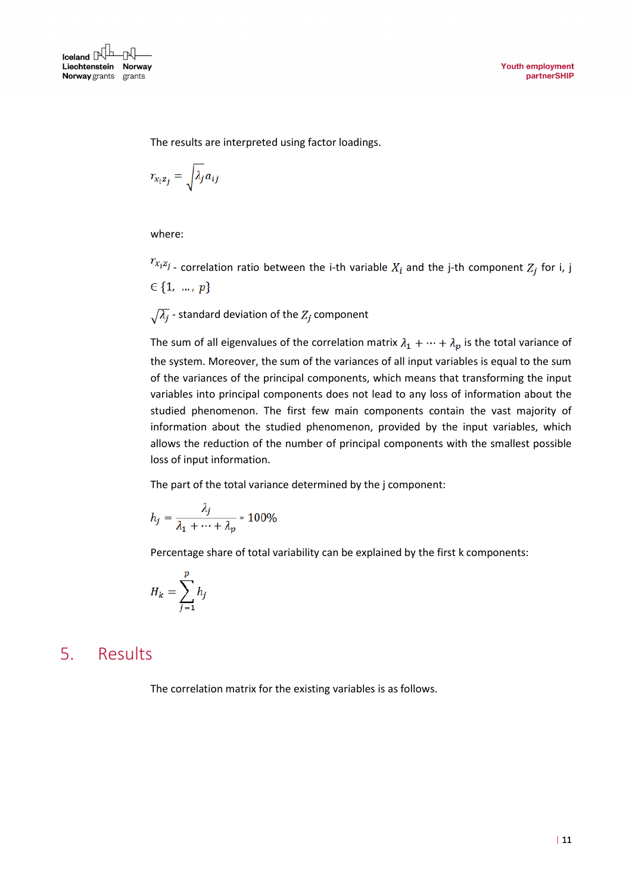The results are interpreted using factor loadings.

$$r_{x_i z_j} = \sqrt{\lambda_j a_{ij}}$$

where:

$r_{x_i z_j}$ - correlation ratio between the i-th variable $X_i$ and the j-th component $Z_j$ for i, j $\in \{1, \ldots, p\}$

$\sqrt{\lambda_j}$ - standard deviation of the $Z_j$ component

The sum of all eigenvalues of the correlation matrix $\lambda_1 + \cdots + \lambda_p$ is the total variance of the system. Moreover, the sum of the variances of all input variables is equal to the sum of the variances of the principal components, which means that transforming the input variables into principal components does not lead to any loss of information about the studied phenomenon. The first few main components contain the vast majority of information about the studied phenomenon, provided by the input variables, which allows the reduction of the number of principal components with the smallest possible loss of input information.

The part of the total variance determined by the j component:

$$h_j = \frac{\lambda_j}{\lambda_1 + \cdots + \lambda_p} * 100\%$$

Percentage share of total variability can be explained by the first k components:

$$H_k = \sum_{j=1}^{p} h_j$$

# 5. Results

The correlation matrix for the existing variables is as follows.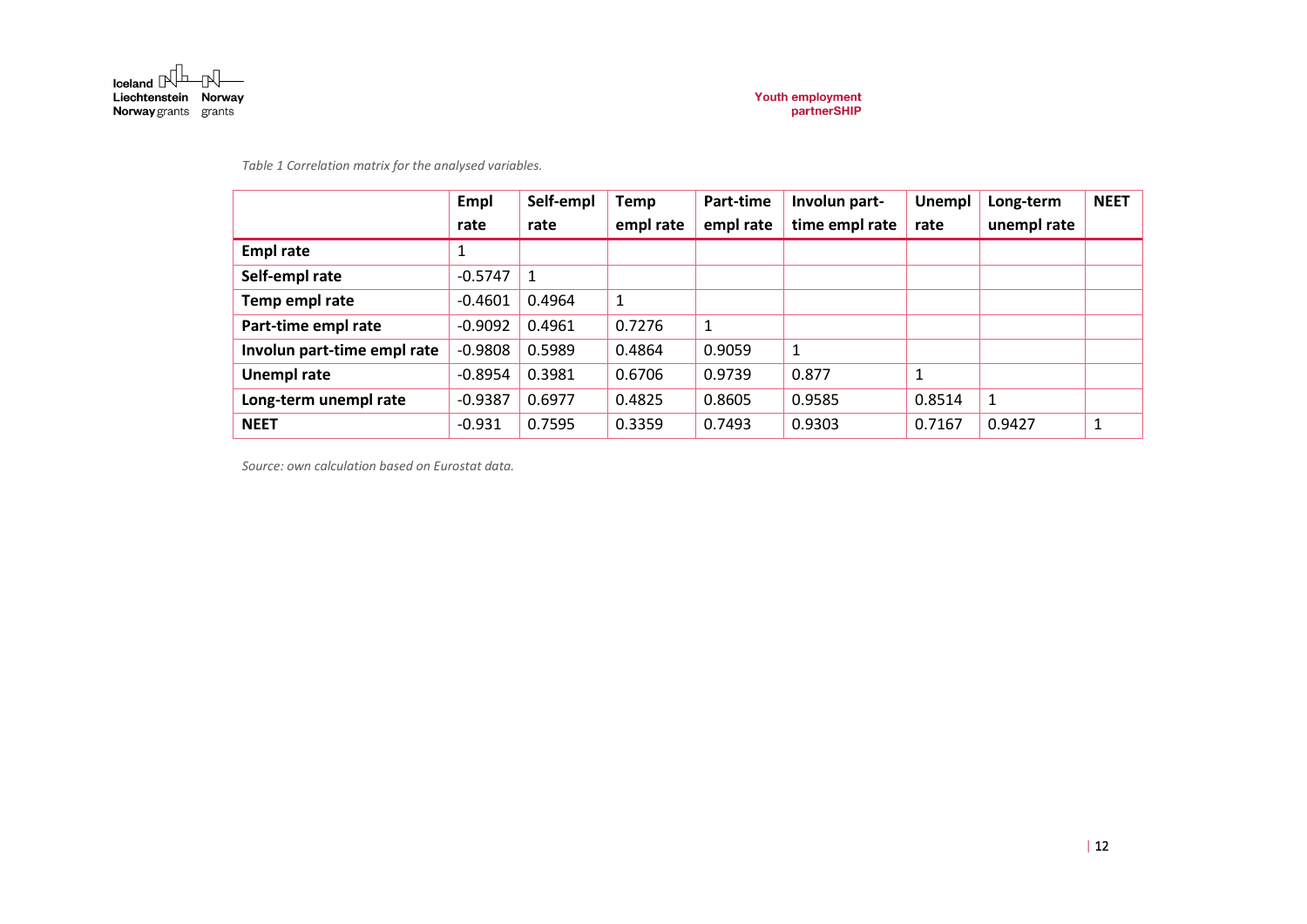*Table 1 Correlation matrix for the analysed variables.*

| | Empl rate | Self-empl rate | Temp empl rate | Part-time empl rate | Involun part-time empl rate | Unempl rate | Long-term unempl rate | NEET |
|---|---|---|---|---|---|---|---|---|
| **Empl rate** | 1 | | | | | | | |
| **Self-empl rate** | -0.5747 | 1 | | | | | | |
| **Temp empl rate** | -0.4601 | 0.4964 | 1 | | | | | |
| **Part-time empl rate** | -0.9092 | 0.4961 | 0.7276 | 1 | | | | |
| **Involun part-time empl rate** | -0.9808 | 0.5989 | 0.4864 | 0.9059 | 1 | | | |
| **Unempl rate** | -0.8954 | 0.3981 | 0.6706 | 0.9739 | 0.877 | 1 | | |
| **Long-term unempl rate** | -0.9387 | 0.6977 | 0.4825 | 0.8605 | 0.9585 | 0.8514 | 1 | |
| **NEET** | -0.931 | 0.7595 | 0.3359 | 0.7493 | 0.9303 | 0.7167 | 0.9427 | 1 |

*Source: own calculation based on Eurostat data.*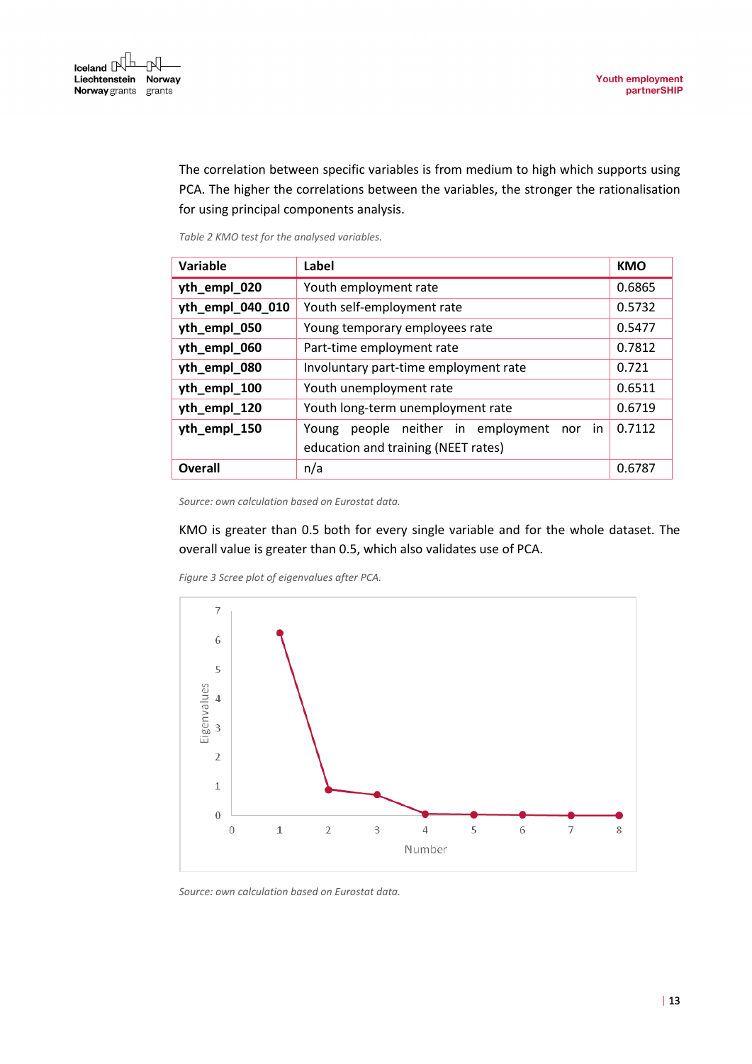The correlation between specific variables is from medium to high which supports using PCA. The higher the correlations between the variables, the stronger the rationalisation for using principal components analysis.

*Table 2 KMO test for the analysed variables.*

| Variable | Label | KMO |
|---|---|---|
| **yth_empl_020** | Youth employment rate | 0.6865 |
| **yth_empl_040_010** | Youth self-employment rate | 0.5732 |
| **yth_empl_050** | Young temporary employees rate | 0.5477 |
| **yth_empl_060** | Part-time employment rate | 0.7812 |
| **yth_empl_080** | Involuntary part-time employment rate | 0.721 |
| **yth_empl_100** | Youth unemployment rate | 0.6511 |
| **yth_empl_120** | Youth long-term unemployment rate | 0.6719 |
| **yth_empl_150** | Young people neither in employment nor in education and training (NEET rates) | 0.7112 |
| **Overall** | n/a | 0.6787 |

*Source: own calculation based on Eurostat data.*

KMO is greater than 0.5 both for every single variable and for the whole dataset. The overall value is greater than 0.5, which also validates use of PCA.

*Figure 3 Scree plot of eigenvalues after PCA.*

*Source: own calculation based on Eurostat data.*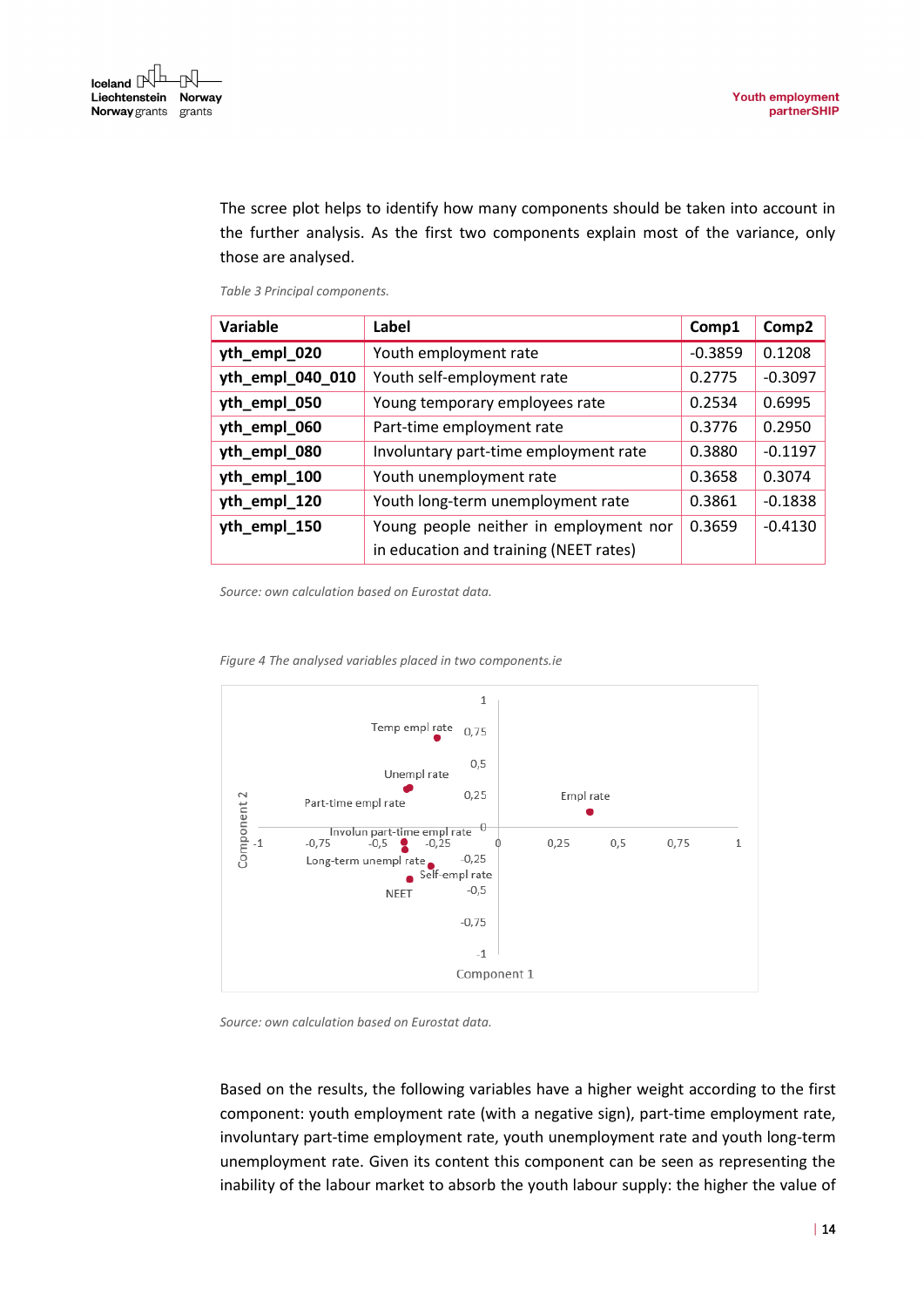The scree plot helps to identify how many components should be taken into account in the further analysis. As the first two components explain most of the variance, only those are analysed.

*Table 3 Principal components.*

| Variable | Label | Comp1 | Comp2 |
|---|---|---|---|
| **yth_empl_020** | Youth employment rate | -0.3859 | 0.1208 |
| **yth_empl_040_010** | Youth self-employment rate | 0.2775 | -0.3097 |
| **yth_empl_050** | Young temporary employees rate | 0.2534 | 0.6995 |
| **yth_empl_060** | Part-time employment rate | 0.3776 | 0.2950 |
| **yth_empl_080** | Involuntary part-time employment rate | 0.3880 | -0.1197 |
| **yth_empl_100** | Youth unemployment rate | 0.3658 | 0.3074 |
| **yth_empl_120** | Youth long-term unemployment rate | 0.3861 | -0.1838 |
| **yth_empl_150** | Young people neither in employment nor in education and training (NEET rates) | 0.3659 | -0.4130 |

*Source: own calculation based on Eurostat data.*

*Figure 4 The analysed variables placed in two components.ie*

*Source: own calculation based on Eurostat data.*

Based on the results, the following variables have a higher weight according to the first component: youth employment rate (with a negative sign), part-time employment rate, involuntary part-time employment rate, youth unemployment rate and youth long-term unemployment rate. Given its content this component can be seen as representing the inability of the labour market to absorb the youth labour supply: the higher the value of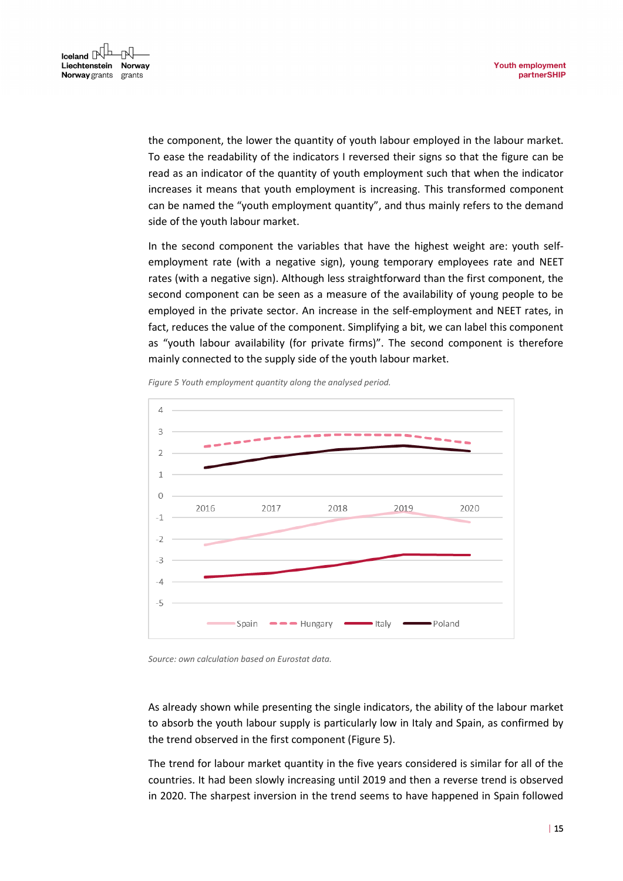the component, the lower the quantity of youth labour employed in the labour market. To ease the readability of the indicators I reversed their signs so that the figure can be read as an indicator of the quantity of youth employment such that when the indicator increases it means that youth employment is increasing. This transformed component can be named the "youth employment quantity", and thus mainly refers to the demand side of the youth labour market.

In the second component the variables that have the highest weight are: youth self-employment rate (with a negative sign), young temporary employees rate and NEET rates (with a negative sign). Although less straightforward than the first component, the second component can be seen as a measure of the availability of young people to be employed in the private sector. An increase in the self-employment and NEET rates, in fact, reduces the value of the component. Simplifying a bit, we can label this component as "youth labour availability (for private firms)". The second component is therefore mainly connected to the supply side of the youth labour market.

*Figure 5 Youth employment quantity along the analysed period.*

*Source: own calculation based on Eurostat data.*

As already shown while presenting the single indicators, the ability of the labour market to absorb the youth labour supply is particularly low in Italy and Spain, as confirmed by the trend observed in the first component (Figure 5).

The trend for labour market quantity in the five years considered is similar for all of the countries. It had been slowly increasing until 2019 and then a reverse trend is observed in 2020. The sharpest inversion in the trend seems to have happened in Spain followed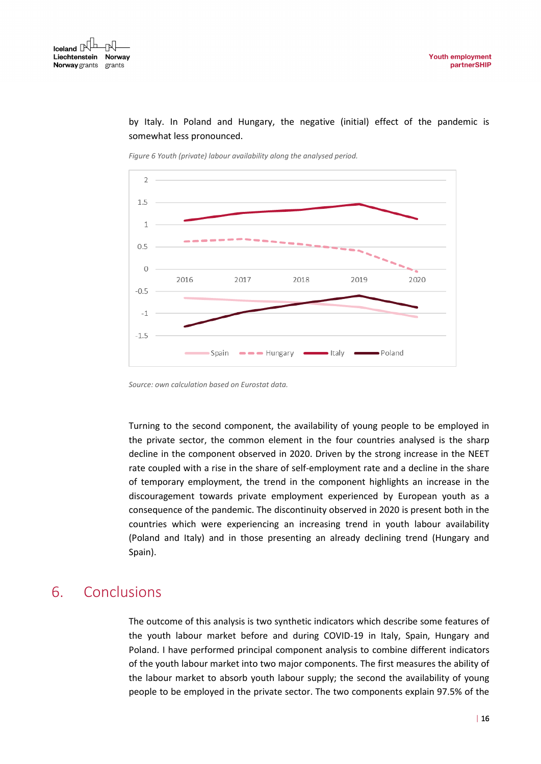by Italy. In Poland and Hungary, the negative (initial) effect of the pandemic is somewhat less pronounced.

*Figure 6 Youth (private) labour availability along the analysed period.*

*Source: own calculation based on Eurostat data.*

Turning to the second component, the availability of young people to be employed in the private sector, the common element in the four countries analysed is the sharp decline in the component observed in 2020. Driven by the strong increase in the NEET rate coupled with a rise in the share of self-employment rate and a decline in the share of temporary employment, the trend in the component highlights an increase in the discouragement towards private employment experienced by European youth as a consequence of the pandemic. The discontinuity observed in 2020 is present both in the countries which were experiencing an increasing trend in youth labour availability (Poland and Italy) and in those presenting an already declining trend (Hungary and Spain).

# 6. Conclusions

The outcome of this analysis is two synthetic indicators which describe some features of the youth labour market before and during COVID-19 in Italy, Spain, Hungary and Poland. I have performed principal component analysis to combine different indicators of the youth labour market into two major components. The first measures the ability of the labour market to absorb youth labour supply; the second the availability of young people to be employed in the private sector. The two components explain 97.5% of the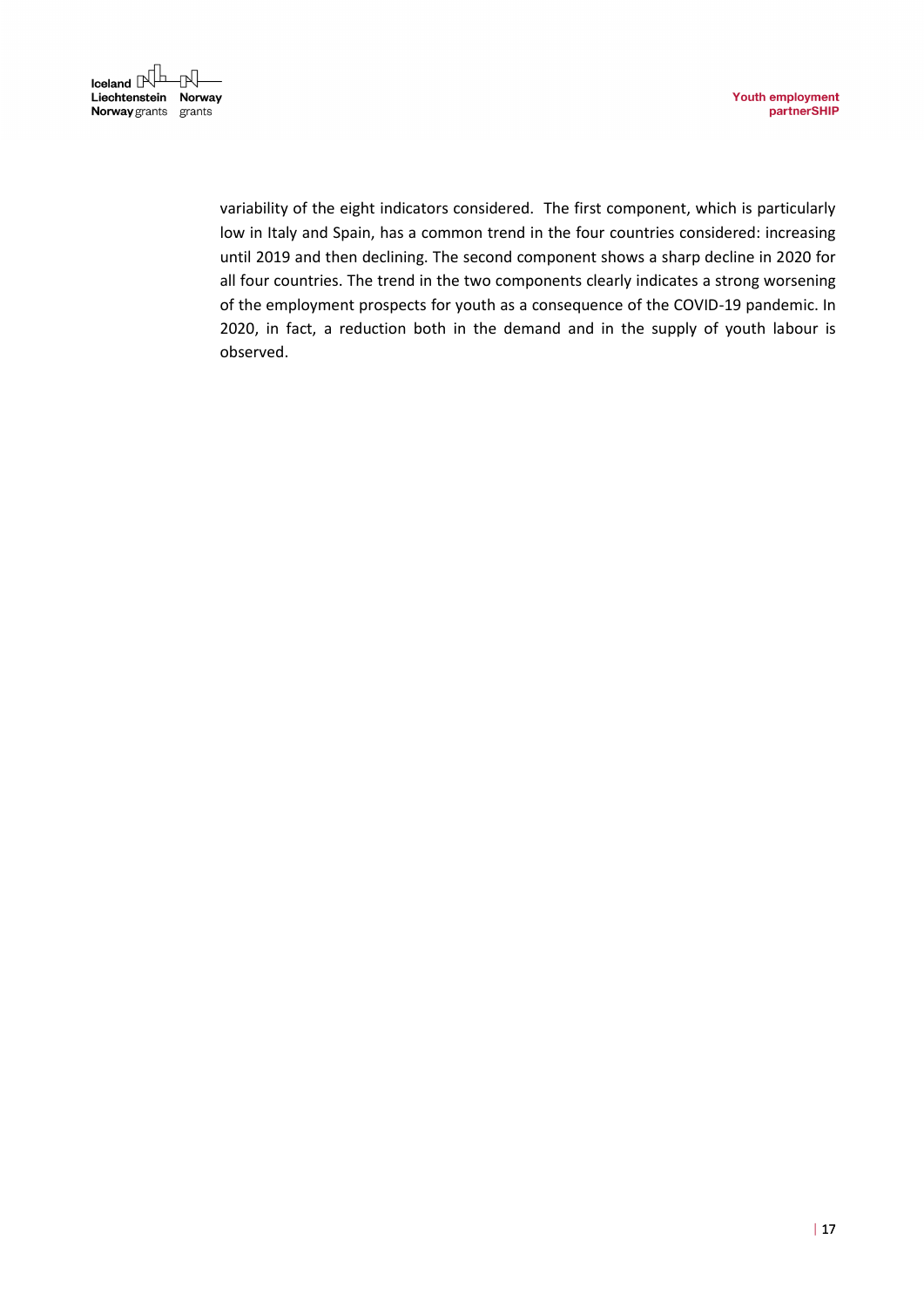variability of the eight indicators considered. The first component, which is particularly low in Italy and Spain, has a common trend in the four countries considered: increasing until 2019 and then declining. The second component shows a sharp decline in 2020 for all four countries. The trend in the two components clearly indicates a strong worsening of the employment prospects for youth as a consequence of the COVID-19 pandemic. In 2020, in fact, a reduction both in the demand and in the supply of youth labour is observed.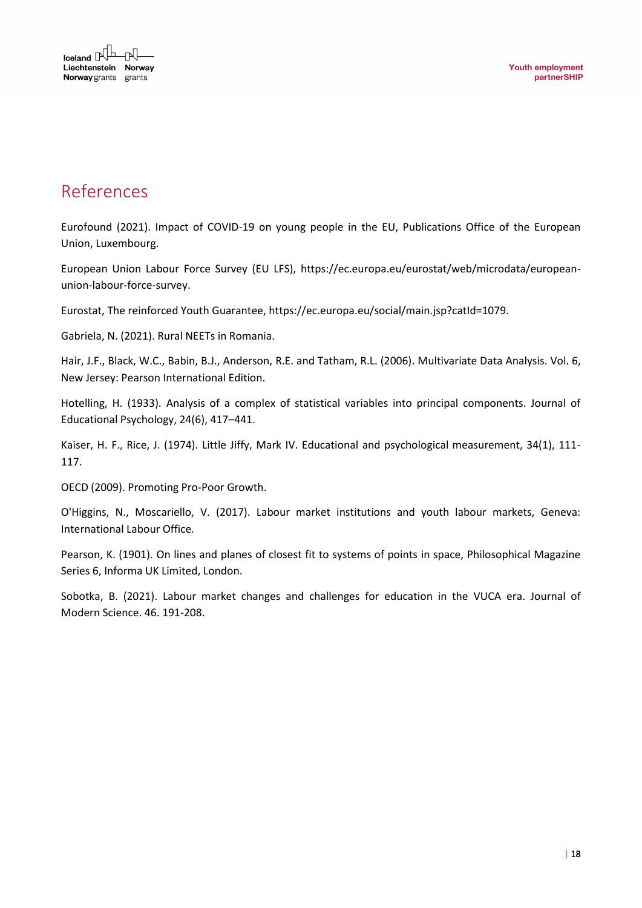# References

Eurofound (2021). Impact of COVID-19 on young people in the EU, Publications Office of the European Union, Luxembourg.

European Union Labour Force Survey (EU LFS), https://ec.europa.eu/eurostat/web/microdata/european-union-labour-force-survey.

Eurostat, The reinforced Youth Guarantee, https://ec.europa.eu/social/main.jsp?catId=1079.

Gabriela, N. (2021). Rural NEETs in Romania.

Hair, J.F., Black, W.C., Babin, B.J., Anderson, R.E. and Tatham, R.L. (2006). Multivariate Data Analysis. Vol. 6, New Jersey: Pearson International Edition.

Hotelling, H. (1933). Analysis of a complex of statistical variables into principal components. Journal of Educational Psychology, 24(6), 417–441.

Kaiser, H. F., Rice, J. (1974). Little Jiffy, Mark IV. Educational and psychological measurement, 34(1), 111-117.

OECD (2009). Promoting Pro-Poor Growth.

O'Higgins, N., Moscariello, V. (2017). Labour market institutions and youth labour markets, Geneva: International Labour Office.

Pearson, K. (1901). On lines and planes of closest fit to systems of points in space, Philosophical Magazine Series 6, Informa UK Limited, London.

Sobotka, B. (2021). Labour market changes and challenges for education in the VUCA era. Journal of Modern Science. 46. 191-208.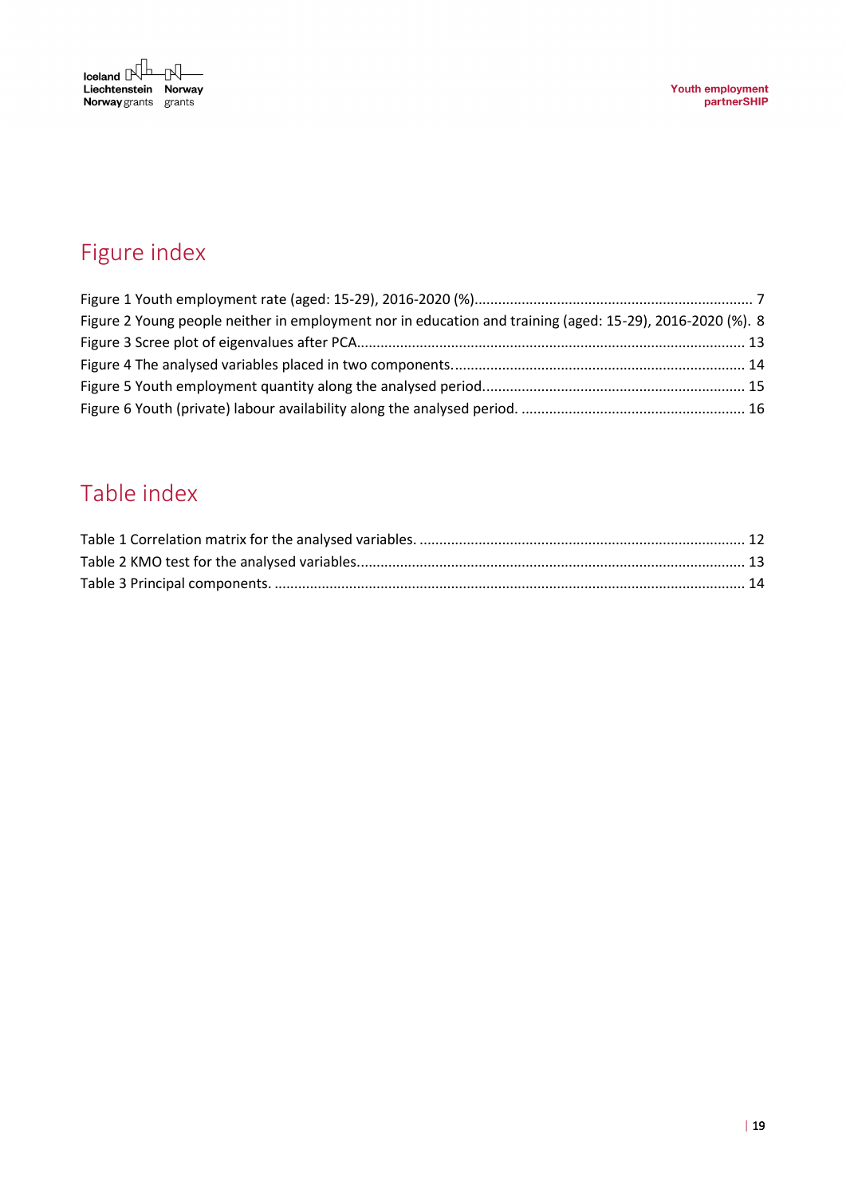## Figure index

Figure 1 Youth employment rate (aged: 15-29), 2016-2020 (%)...................................................................... 7
Figure 2 Young people neither in employment nor in education and training (aged: 15-29), 2016-2020 (%). 8
Figure 3 Scree plot of eigenvalues after PCA.................................................................................................. 13
Figure 4 The analysed variables placed in two components........................................................................... 14
Figure 5 Youth employment quantity along the analysed period.................................................................... 15
Figure 6 Youth (private) labour availability along the analysed period. ......................................................... 16

## Table index

Table 1 Correlation matrix for the analysed variables. ................................................................................... 12
Table 2 KMO test for the analysed variables.................................................................................................. 13
Table 3 Principal components. ....................................................................................................................... 14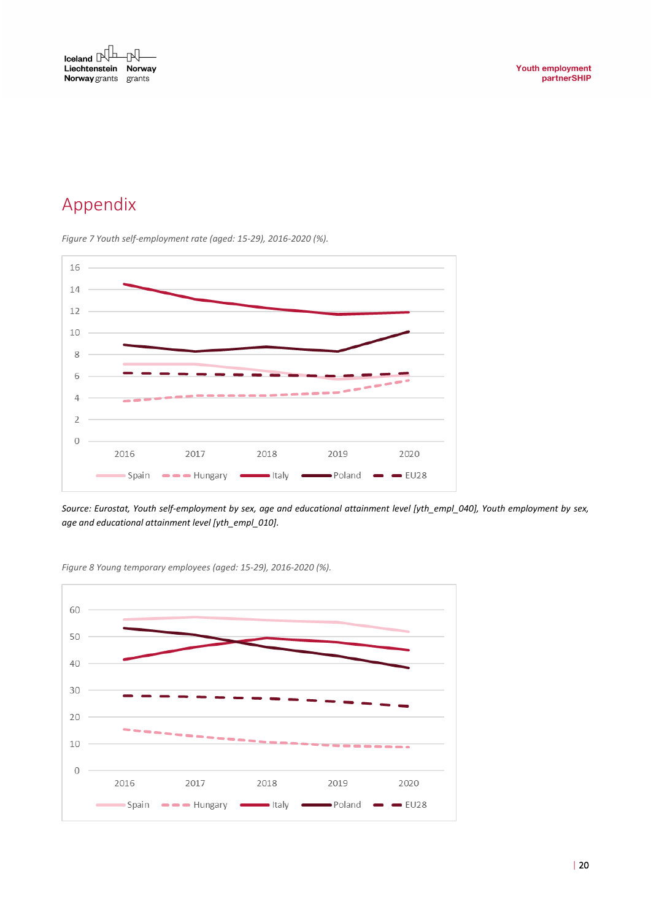# Appendix

*Figure 7 Youth self-employment rate (aged: 15-29), 2016-2020 (%).*

*Source: Eurostat, Youth self-employment by sex, age and educational attainment level [yth_empl_040], Youth employment by sex, age and educational attainment level [yth_empl_010].*

*Figure 8 Young temporary employees (aged: 15-29), 2016-2020 (%).*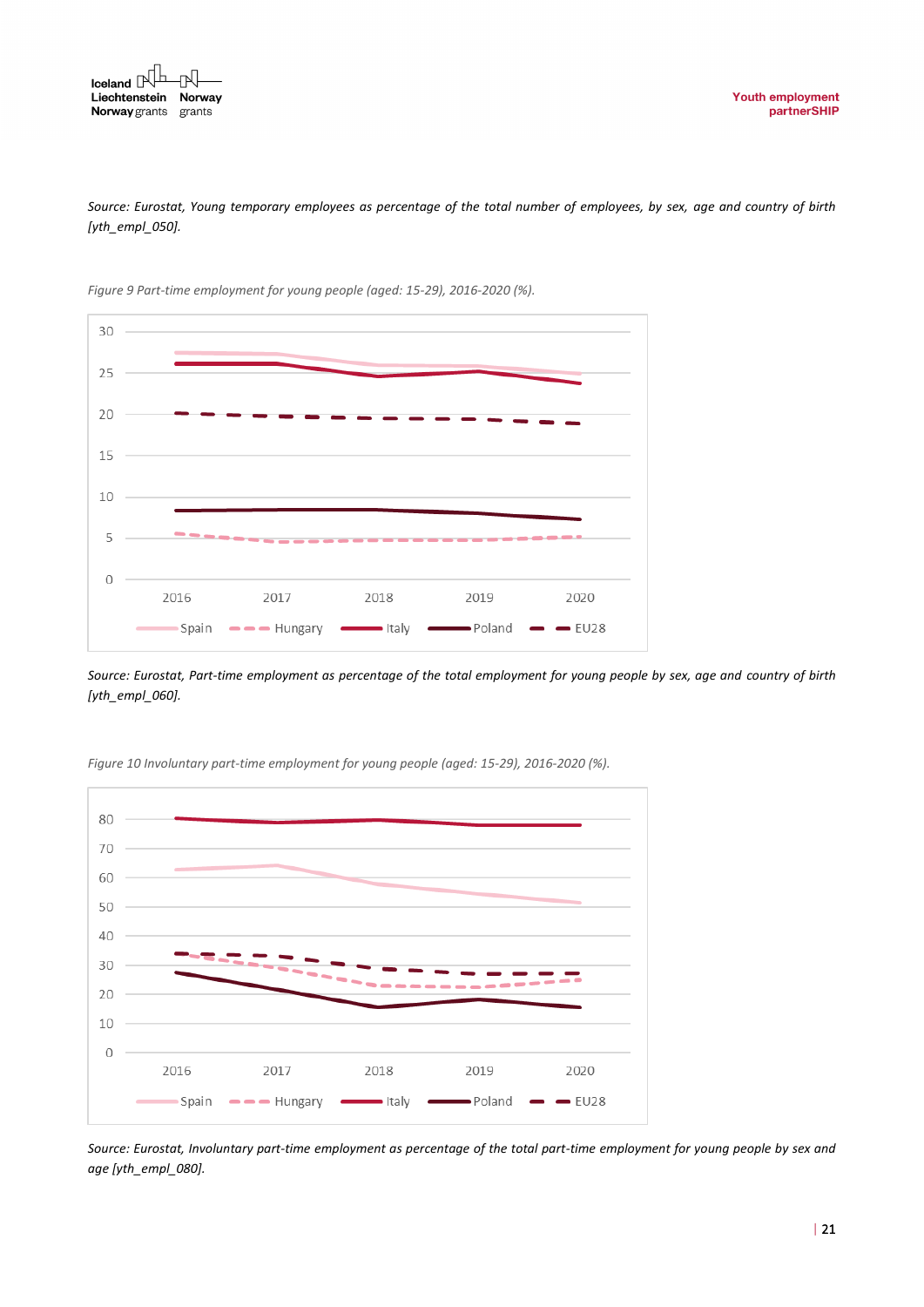*Source: Eurostat, Young temporary employees as percentage of the total number of employees, by sex, age and country of birth [yth_empl_050].*

*Figure 9 Part-time employment for young people (aged: 15-29), 2016-2020 (%).*

*Source: Eurostat, Part-time employment as percentage of the total employment for young people by sex, age and country of birth [yth_empl_060].*

*Figure 10 Involuntary part-time employment for young people (aged: 15-29), 2016-2020 (%).*

*Source: Eurostat, Involuntary part-time employment as percentage of the total part-time employment for young people by sex and age [yth_empl_080].*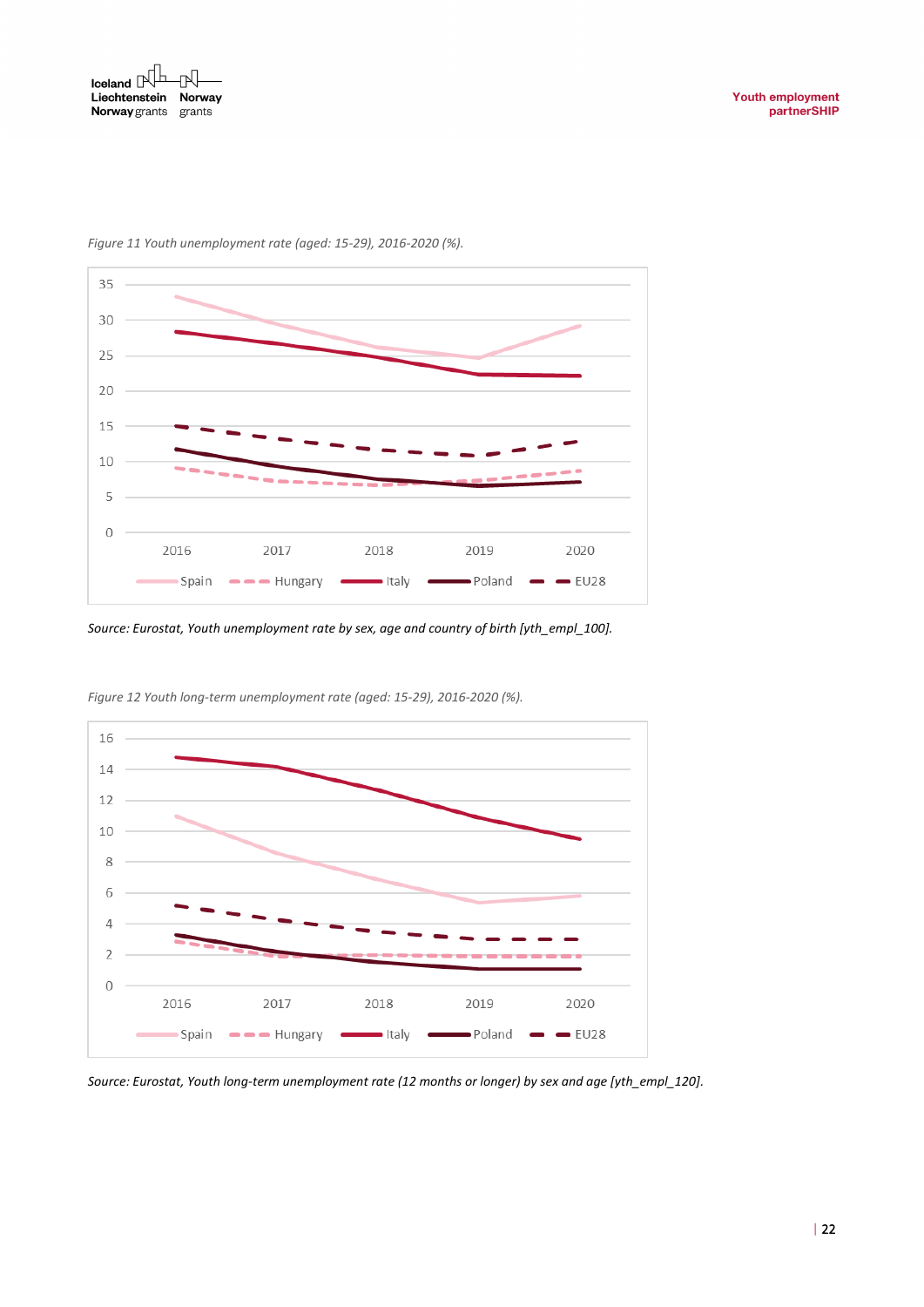*Figure 11 Youth unemployment rate (aged: 15-29), 2016-2020 (%).*

*Source: Eurostat, Youth unemployment rate by sex, age and country of birth [yth_empl_100].*

*Figure 12 Youth long-term unemployment rate (aged: 15-29), 2016-2020 (%).*

*Source: Eurostat, Youth long-term unemployment rate (12 months or longer) by sex and age [yth_empl_120].*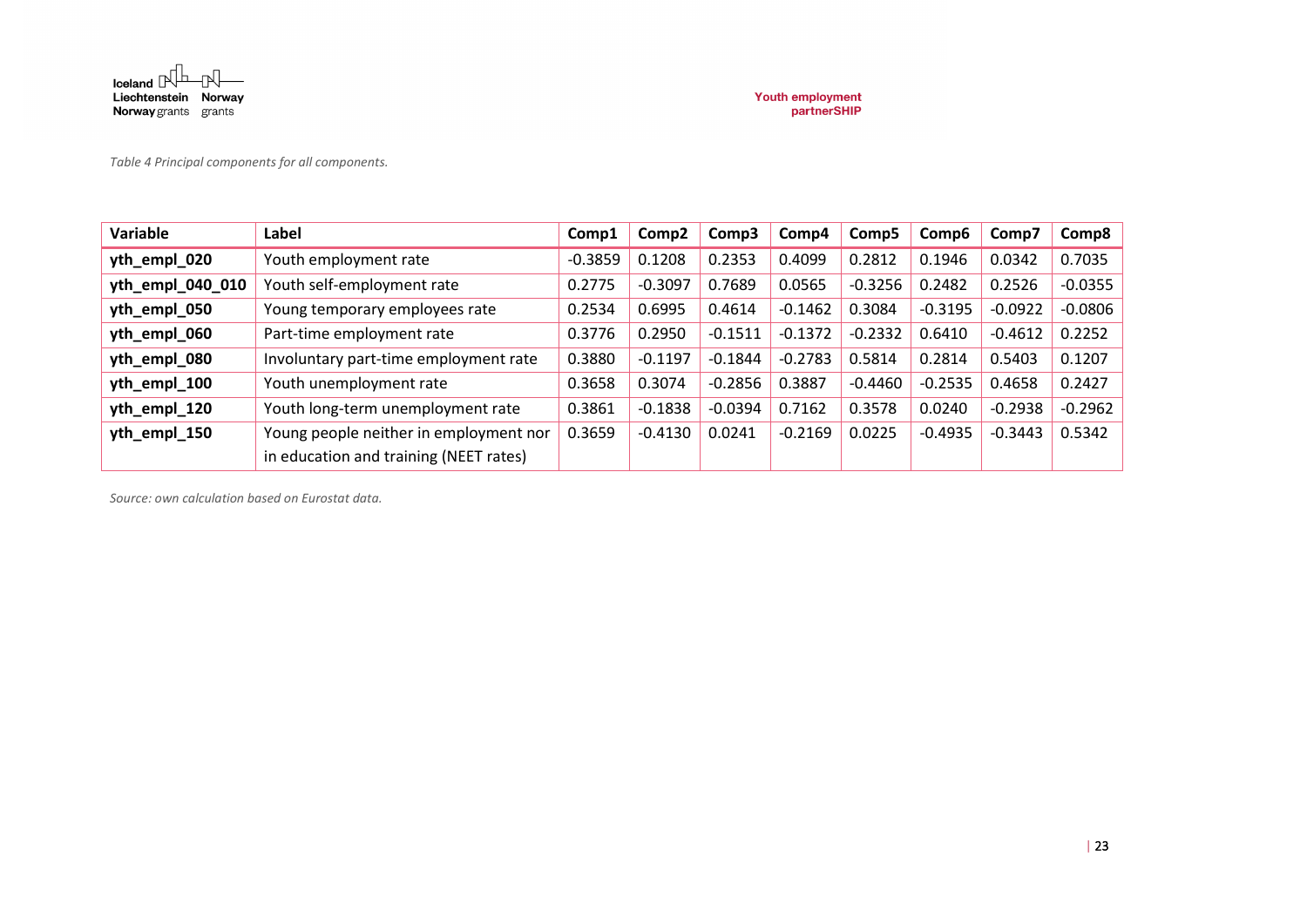*Table 4 Principal components for all components.*

| Variable | Label | Comp1 | Comp2 | Comp3 | Comp4 | Comp5 | Comp6 | Comp7 | Comp8 |
|---|---|---|---|---|---|---|---|---|---|
| **yth_empl_020** | Youth employment rate | -0.3859 | 0.1208 | 0.2353 | 0.4099 | 0.2812 | 0.1946 | 0.0342 | 0.7035 |
| **yth_empl_040_010** | Youth self-employment rate | 0.2775 | -0.3097 | 0.7689 | 0.0565 | -0.3256 | 0.2482 | 0.2526 | -0.0355 |
| **yth_empl_050** | Young temporary employees rate | 0.2534 | 0.6995 | 0.4614 | -0.1462 | 0.3084 | -0.3195 | -0.0922 | -0.0806 |
| **yth_empl_060** | Part-time employment rate | 0.3776 | 0.2950 | -0.1511 | -0.1372 | -0.2332 | 0.6410 | -0.4612 | 0.2252 |
| **yth_empl_080** | Involuntary part-time employment rate | 0.3880 | -0.1197 | -0.1844 | -0.2783 | 0.5814 | 0.2814 | 0.5403 | 0.1207 |
| **yth_empl_100** | Youth unemployment rate | 0.3658 | 0.3074 | -0.2856 | 0.3887 | -0.4460 | -0.2535 | 0.4658 | 0.2427 |
| **yth_empl_120** | Youth long-term unemployment rate | 0.3861 | -0.1838 | -0.0394 | 0.7162 | 0.3578 | 0.0240 | -0.2938 | -0.2962 |
| **yth_empl_150** | Young people neither in employment nor in education and training (NEET rates) | 0.3659 | -0.4130 | 0.0241 | -0.2169 | 0.0225 | -0.4935 | -0.3443 | 0.5342 |

*Source: own calculation based on Eurostat data.*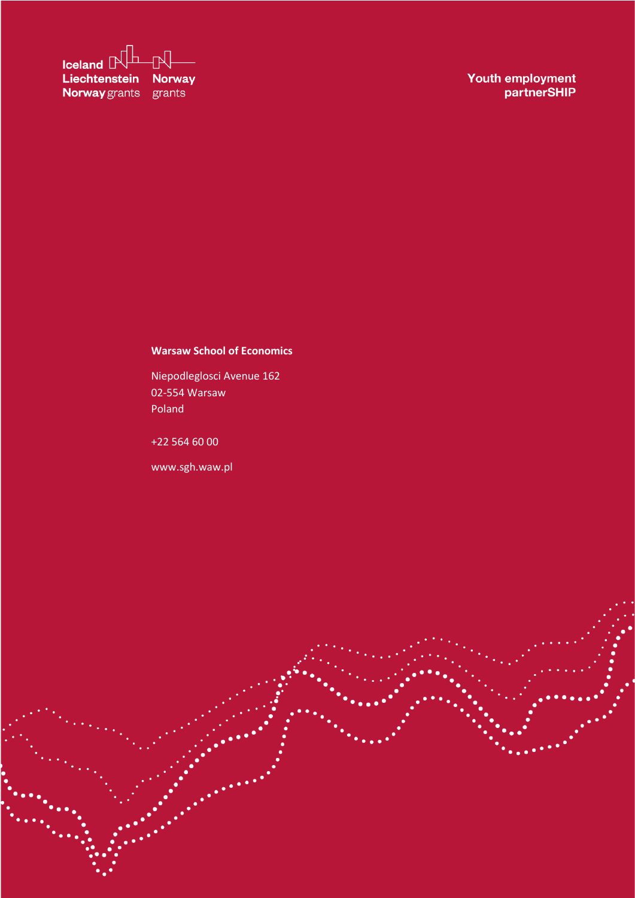Iceland Liechtenstein Norway grants

Norway grants

Youth employment partnerSHIP

**Warsaw School of Economics**

Niepodleglosci Avenue 162
02-554 Warsaw
Poland

+22 564 60 00

www.sgh.waw.pl